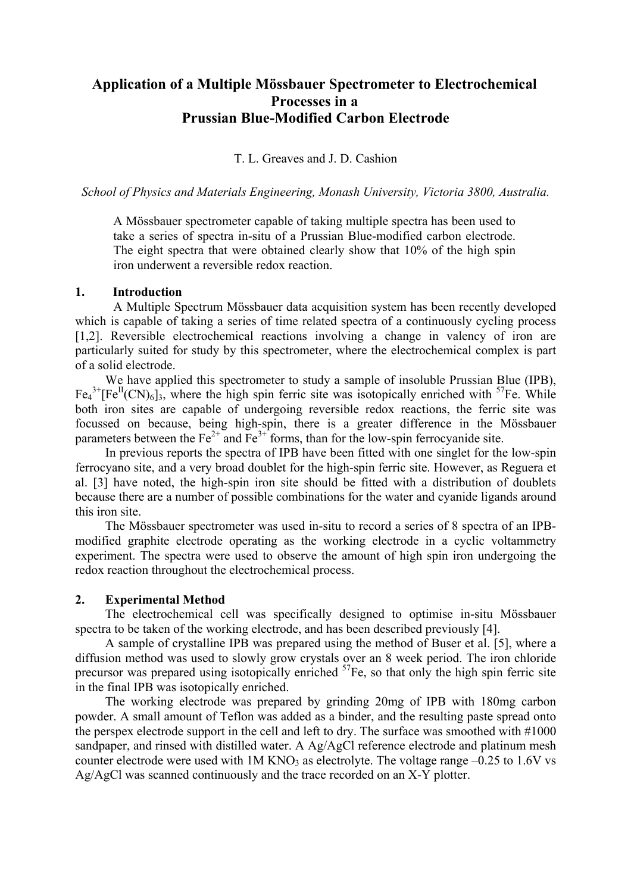# Application of a Multiple Mössbauer Spectrometer to Electrochemical Processes in a Prussian Blue-Modified Carbon Electrode

T. L. Greaves and J. D. Cashion

*School of Physics and Materials Engineering, Monash University, Victoria 3800, Australia.*

A Mössbauer spectrometer capable of taking multiple spectra has been used to take a series of spectra in-situ of a Prussian Blue-modified carbon electrode. The eight spectra that were obtained clearly show that 10% of the high spin iron underwent a reversible redox reaction.

## 1. Introduction

A Multiple Spectrum Mössbauer data acquisition system has been recently developed which is capable of taking a series of time related spectra of a continuously cycling process [1,2]. Reversible electrochemical reactions involving a change in valency of iron are particularly suited for study by this spectrometer, where the electrochemical complex is part of a solid electrode.

We have applied this spectrometer to study a sample of insoluble Prussian Blue (IPB), $Fe_4^{3+}[Fe^{II}(CN)_6]_3$, where the high spin ferric site was isotopically enriched with $^{57}Fe$. While both iron sites are capable of undergoing reversible redox reactions, the ferric site was focussed on because, being high-spin, there is a greater difference in the Mössbauer parameters between the $Fe^{2+}$ and $Fe^{3+}$ forms, than for the low-spin ferrocyanide site.

In previous reports the spectra of IPB have been fitted with one singlet for the low-spin ferrocyano site, and a very broad doublet for the high-spin ferric site. However, as Reguera et al. [3] have noted, the high-spin iron site should be fitted with a distribution of doublets because there are a number of possible combinations for the water and cyanide ligands around this iron site.

The Mössbauer spectrometer was used in-situ to record a series of 8 spectra of an IPB-modified graphite electrode operating as the working electrode in a cyclic voltammetry experiment. The spectra were used to observe the amount of high spin iron undergoing the redox reaction throughout the electrochemical process.

## 2. Experimental Method

The electrochemical cell was specifically designed to optimise in-situ Mössbauer spectra to be taken of the working electrode, and has been described previously [4].

A sample of crystalline IPB was prepared using the method of Buser et al. [5], where a diffusion method was used to slowly grow crystals over an 8 week period. The iron chloride precursor was prepared using isotopically enriched $^{57}Fe$, so that only the high spin ferric site in the final IPB was isotopically enriched.

The working electrode was prepared by grinding 20mg of IPB with 180mg carbon powder. A small amount of Teflon was added as a binder, and the resulting paste spread onto the perspex electrode support in the cell and left to dry. The surface was smoothed with #1000 sandpaper, and rinsed with distilled water. A Ag/AgCl reference electrode and platinum mesh counter electrode were used with 1M $KNO_3$ as electrolyte. The voltage range –0.25 to 1.6V vs Ag/AgCl was scanned continuously and the trace recorded on an X-Y plotter.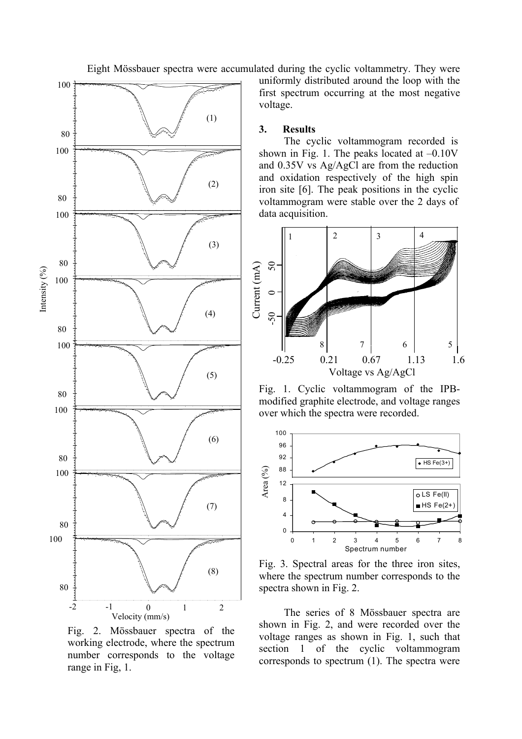Eight Mössbauer spectra were accumulated during the cyclic voltammetry. They were uniformly distributed around the loop with the first spectrum occurring at the most negative voltage.

Fig. 2. Mössbauer spectra of the working electrode, where the spectrum number corresponds to the voltage range in Fig, 1.

## 3. Results

The cyclic voltammogram recorded is shown in Fig. 1. The peaks located at –0.10V and 0.35V vs Ag/AgCl are from the reduction and oxidation respectively of the high spin iron site [6]. The peak positions in the cyclic voltammogram were stable over the 2 days of data acquisition.

Fig. 1. Cyclic voltammogram of the IPB-modified graphite electrode, and voltage ranges over which the spectra were recorded.

Fig. 3. Spectral areas for the three iron sites, where the spectrum number corresponds to the spectra shown in Fig. 2.

The series of 8 Mössbauer spectra are shown in Fig. 2, and were recorded over the voltage ranges as shown in Fig. 1, such that section 1 of the cyclic voltammogram corresponds to spectrum (1). The spectra were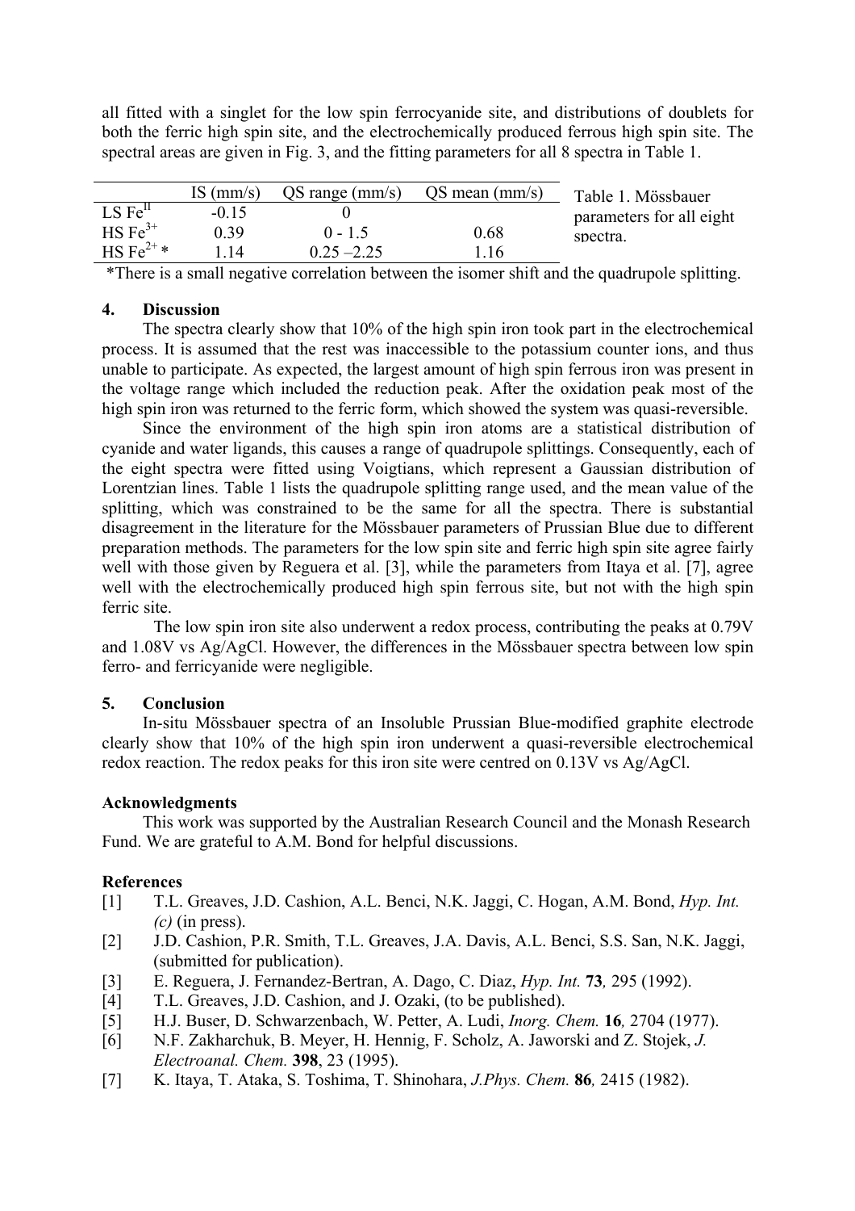all fitted with a singlet for the low spin ferrocyanide site, and distributions of doublets for both the ferric high spin site, and the electrochemically produced ferrous high spin site. The spectral areas are given in Fig. 3, and the fitting parameters for all 8 spectra in Table 1.

| | IS (mm/s) | QS range (mm/s) | QS mean (mm/s) |
|---|---|---|---|
| LS $Fe^{II}$ | -0.15 | 0 | |
| HS $Fe^{3+}$ | 0.39 | 0 - 1.5 | 0.68 |
| HS $Fe^{2+}$ * | 1.14 | 0.25 –2.25 | 1.16 |

Table 1. Mössbauer parameters for all eight spectra.

*There is a small negative correlation between the isomer shift and the quadrupole splitting.

## 4. Discussion

The spectra clearly show that 10% of the high spin iron took part in the electrochemical process. It is assumed that the rest was inaccessible to the potassium counter ions, and thus unable to participate. As expected, the largest amount of high spin ferrous iron was present in the voltage range which included the reduction peak. After the oxidation peak most of the high spin iron was returned to the ferric form, which showed the system was quasi-reversible.

Since the environment of the high spin iron atoms are a statistical distribution of cyanide and water ligands, this causes a range of quadrupole splittings. Consequently, each of the eight spectra were fitted using Voigtians, which represent a Gaussian distribution of Lorentzian lines. Table 1 lists the quadrupole splitting range used, and the mean value of the splitting, which was constrained to be the same for all the spectra. There is substantial disagreement in the literature for the Mössbauer parameters of Prussian Blue due to different preparation methods. The parameters for the low spin site and ferric high spin site agree fairly well with those given by Reguera et al. [3], while the parameters from Itaya et al. [7], agree well with the electrochemically produced high spin ferrous site, but not with the high spin ferric site.

The low spin iron site also underwent a redox process, contributing the peaks at 0.79V and 1.08V vs Ag/AgCl. However, the differences in the Mössbauer spectra between low spin ferro- and ferricyanide were negligible.

## 5. Conclusion

In-situ Mössbauer spectra of an Insoluble Prussian Blue-modified graphite electrode clearly show that 10% of the high spin iron underwent a quasi-reversible electrochemical redox reaction. The redox peaks for this iron site were centred on 0.13V vs Ag/AgCl.

### Acknowledgments

This work was supported by the Australian Research Council and the Monash Research Fund. We are grateful to A.M. Bond for helpful discussions.

### References

[1] T.L. Greaves, J.D. Cashion, A.L. Benci, N.K. Jaggi, C. Hogan, A.M. Bond, *Hyp. Int. (c)* (in press).

[2] J.D. Cashion, P.R. Smith, T.L. Greaves, J.A. Davis, A.L. Benci, S.S. San, N.K. Jaggi, (submitted for publication).

[3] E. Reguera, J. Fernandez-Bertran, A. Dago, C. Diaz, *Hyp. Int.* **73**, 295 (1992).

[4] T.L. Greaves, J.D. Cashion, and J. Ozaki, (to be published).

[5] H.J. Buser, D. Schwarzenbach, W. Petter, A. Ludi, *Inorg. Chem.* **16**, 2704 (1977).

[6] N.F. Zakharchuk, B. Meyer, H. Hennig, F. Scholz, A. Jaworski and Z. Stojek, *J. Electroanal. Chem.* **398**, 23 (1995).

[7] K. Itaya, T. Ataka, S. Toshima, T. Shinohara, *J.Phys. Chem.* **86**, 2415 (1982).